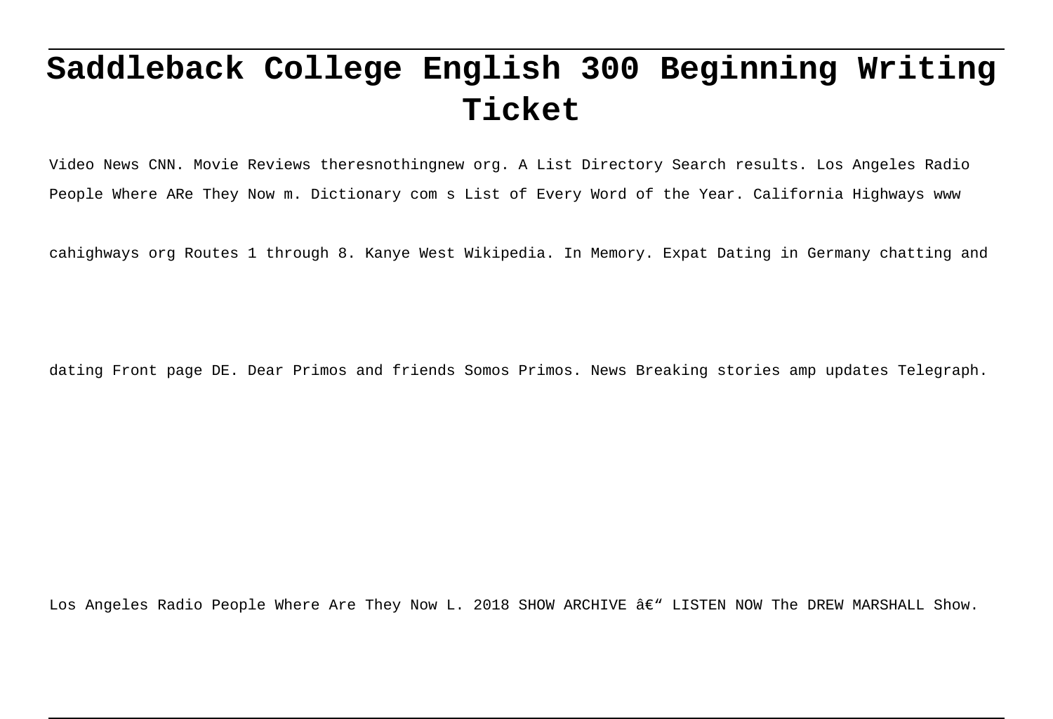# Saddleback College English 300 Beginning Writing Ticket

Video News CNN. Movie Reviews theresnothingnew org. A List Directory Search results. Los Angeles Radio People Where ARe They Now m. Dictionary com s List of Every Word of the Year. California Highways www cahighways org Routes 1 through 8. Kanye West Wikipedia. In Memory. Expat Dating in Germany chatting and dating Front page DE. Dear Primos and friends Somos Primos. News Breaking stories amp updates Telegraph. Los Angeles Radio People Where Are They Now L. 2018 SHOW ARCHIVE â€" LISTEN NOW The DREW MARSHALL Show.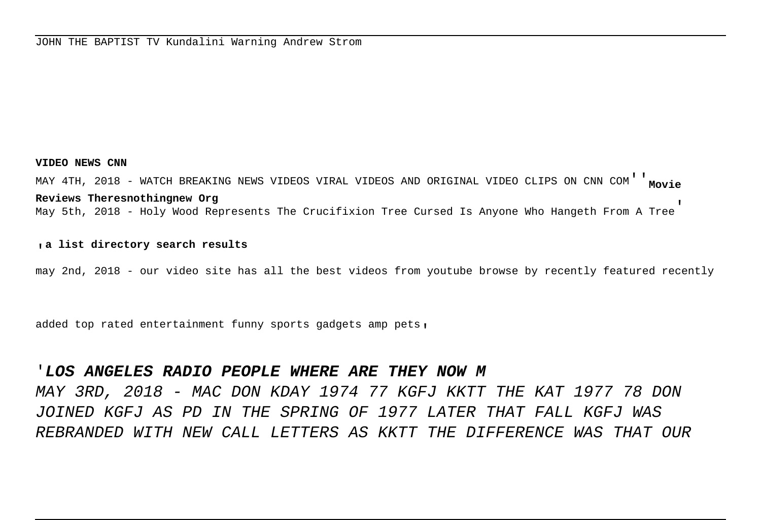JOHN THE BAPTIST TV Kundalini Warning Andrew Strom

**VIDEO NEWS CNN**

MAY 4TH, 2018 - WATCH BREAKING NEWS VIDEOS VIRAL VIDEOS AND ORIGINAL VIDEO CLIPS ON CNN COM''**Movie Reviews Theresnothingnew Org**

May 5th, 2018 - Holy Wood Represents The Crucifixion Tree Cursed Is Anyone Who Hangeth From A Tree'

,**a list directory search results**

may 2nd, 2018 - our video site has all the best videos from youtube browse by recently featured recently added top rated entertainment funny sports gadgets amp pets,

'***LOS ANGELES RADIO PEOPLE WHERE ARE THEY NOW M***

*MAY 3RD, 2018 - MAC DON KDAY 1974 77 KGFJ KKTT THE KAT 1977 78 DON JOINED KGFJ AS PD IN THE SPRING OF 1977 LATER THAT FALL KGFJ WAS REBRANDED WITH NEW CALL LETTERS AS KKTT THE DIFFERENCE WAS THAT OUR*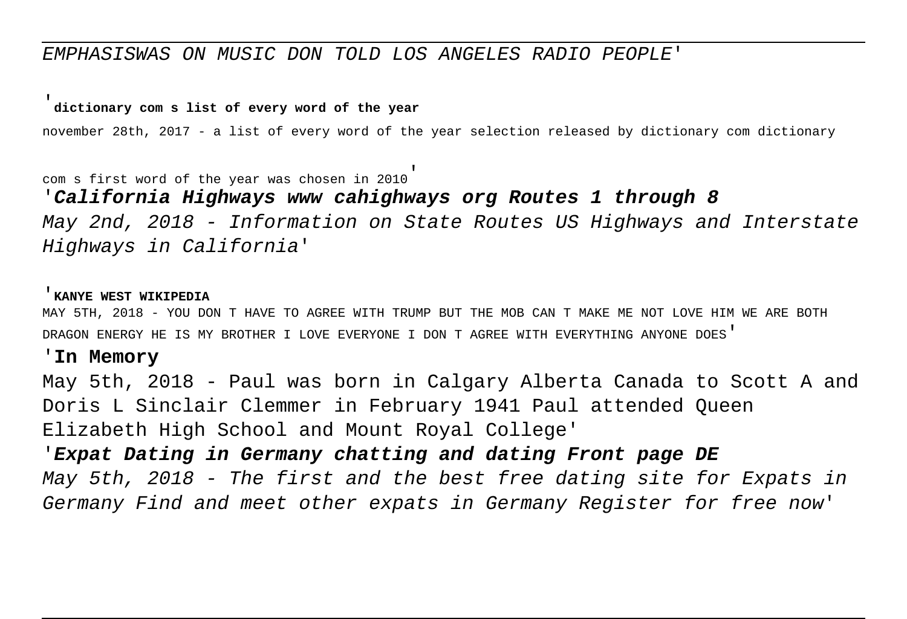EMPHASISWAS ON MUSIC DON TOLD LOS ANGELES RADIO PEOPLE'

'**dictionary com s list of every word of the year**

november 28th, 2017 - a list of every word of the year selection released by dictionary com dictionary com s first word of the year was chosen in 2010'

'***California Highways www cahighways org Routes 1 through 8***

*May 2nd, 2018 - Information on State Routes US Highways and Interstate Highways in California*'

'**KANYE WEST WIKIPEDIA**

MAY 5TH, 2018 - YOU DON T HAVE TO AGREE WITH TRUMP BUT THE MOB CAN T MAKE ME NOT LOVE HIM WE ARE BOTH DRAGON ENERGY HE IS MY BROTHER I LOVE EVERYONE I DON T AGREE WITH EVERYTHING ANYONE DOES'

'**In Memory**

May 5th, 2018 - Paul was born in Calgary Alberta Canada to Scott A and Doris L Sinclair Clemmer in February 1941 Paul attended Queen Elizabeth High School and Mount Royal College'

'***Expat Dating in Germany chatting and dating Front page DE***

*May 5th, 2018 - The first and the best free dating site for Expats in Germany Find and meet other expats in Germany Register for free now*'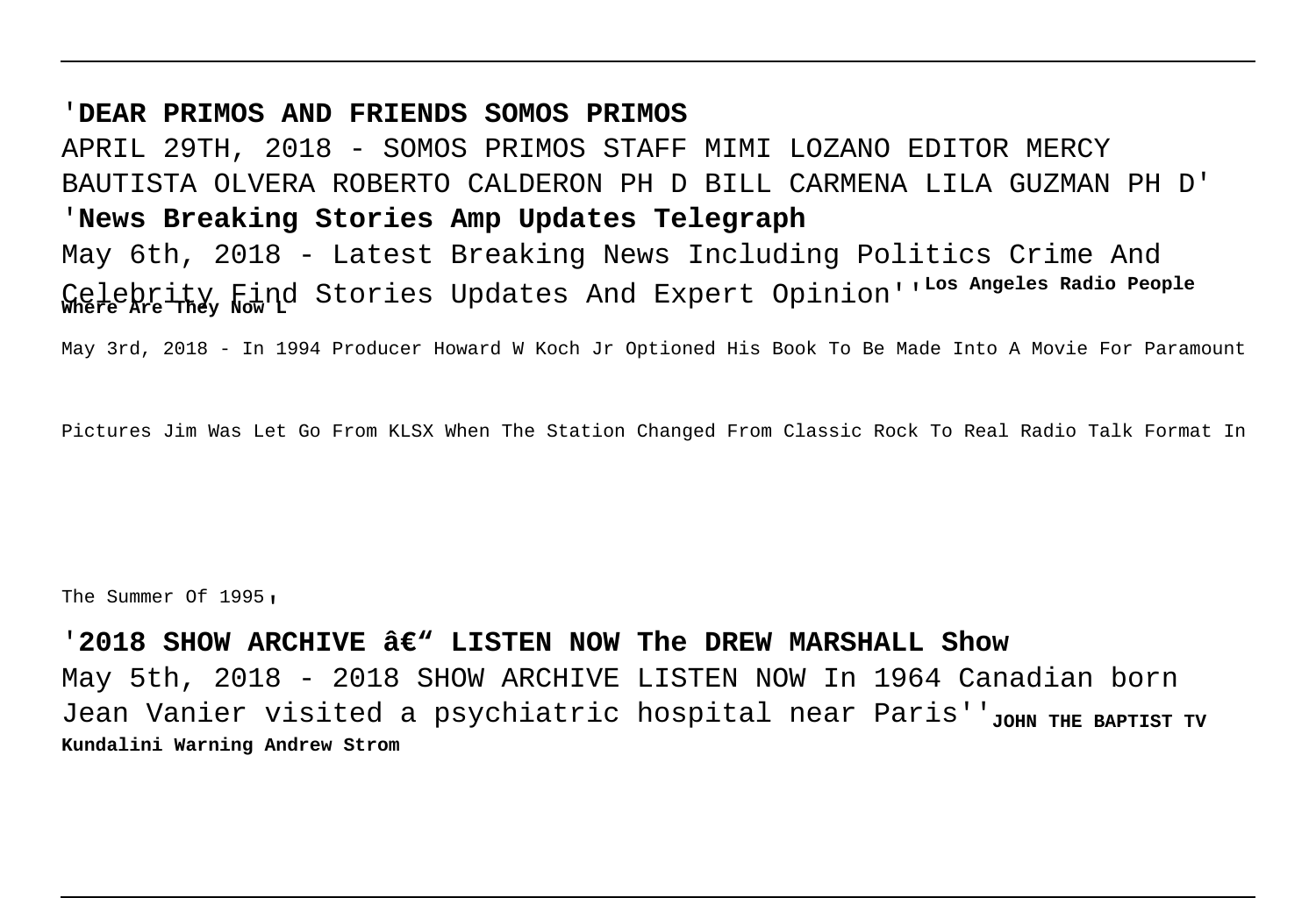'**DEAR PRIMOS AND FRIENDS SOMOS PRIMOS**

APRIL 29TH, 2018 - SOMOS PRIMOS STAFF MIMI LOZANO EDITOR MERCY BAUTISTA OLVERA ROBERTO CALDERON PH D BILL CARMENA LILA GUZMAN PH D'

'**News Breaking Stories Amp Updates Telegraph**

May 6th, 2018 - Latest Breaking News Including Politics Crime And Celebrity Find Stories Updates And Expert Opinion''**Los Angeles Radio People Where Are They Now L**

May 3rd, 2018 - In 1994 Producer Howard W Koch Jr Optioned His Book To Be Made Into A Movie For Paramount Pictures Jim Was Let Go From KLSX When The Station Changed From Classic Rock To Real Radio Talk Format In The Summer Of 1995'

'**2018 SHOW ARCHIVE â€" LISTEN NOW The DREW MARSHALL Show**

May 5th, 2018 - 2018 SHOW ARCHIVE LISTEN NOW In 1964 Canadian born Jean Vanier visited a psychiatric hospital near Paris''**JOHN THE BAPTIST TV Kundalini Warning Andrew Strom**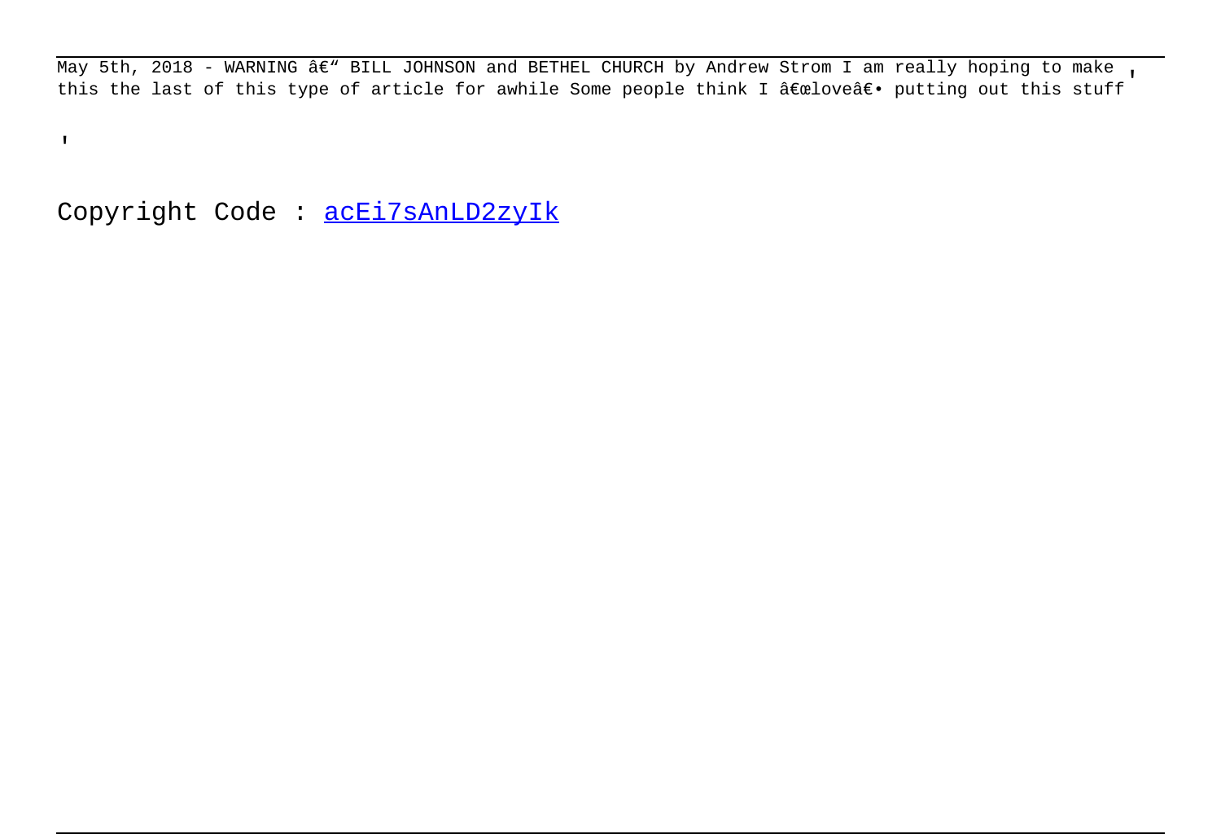May 5th, 2018 - WARNING â€" BILL JOHNSON and BETHEL CHURCH by Andrew Strom I am really hoping to make this the last of this type of article for awhile Some people think I â€œloveâ€• putting out this stuff

'

Copyright Code : acEi7sAnLD2zyIk